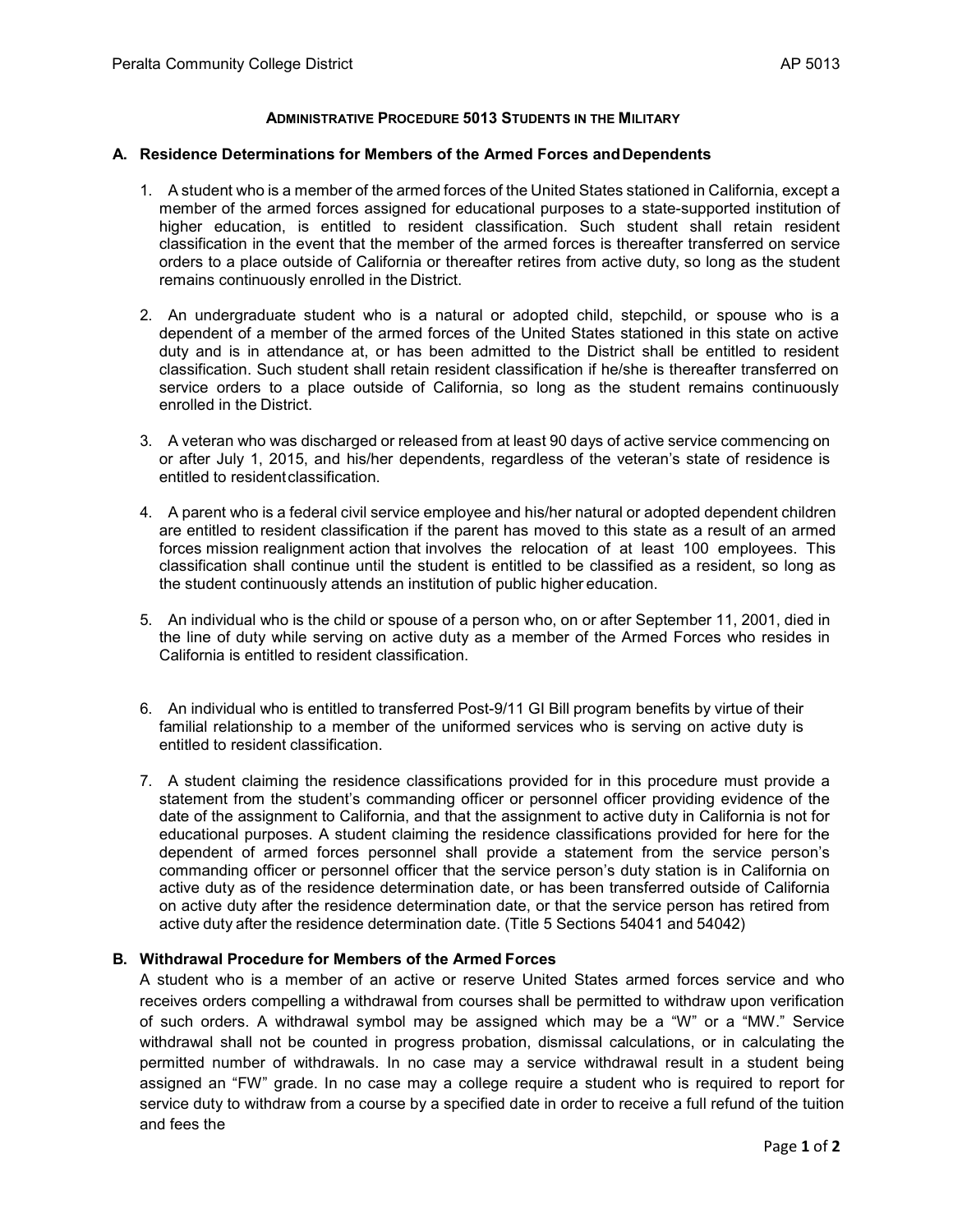# ADMINISTRATIVE PROCEDURE 5013 STUDENTS IN THE MILITARY

## A. Residence Determinations for Members of the Armed Forces and Dependents

1. A student who is a member of the armed forces of the United States stationed in California, except a member of the armed forces assigned for educational purposes to a state-supported institution of higher education, is entitled to resident classification. Such student shall retain resident classification in the event that the member of the armed forces is thereafter transferred on service orders to a place outside of California or thereafter retires from active duty, so long as the student remains continuously enrolled in the District.

2. An undergraduate student who is a natural or adopted child, stepchild, or spouse who is a dependent of a member of the armed forces of the United States stationed in this state on active duty and is in attendance at, or has been admitted to the District shall be entitled to resident classification. Such student shall retain resident classification if he/she is thereafter transferred on service orders to a place outside of California, so long as the student remains continuously enrolled in the District.

3. A veteran who was discharged or released from at least 90 days of active service commencing on or after July 1, 2015, and his/her dependents, regardless of the veteran's state of residence is entitled to resident classification.

4. A parent who is a federal civil service employee and his/her natural or adopted dependent children are entitled to resident classification if the parent has moved to this state as a result of an armed forces mission realignment action that involves the relocation of at least 100 employees. This classification shall continue until the student is entitled to be classified as a resident, so long as the student continuously attends an institution of public higher education.

5. An individual who is the child or spouse of a person who, on or after September 11, 2001, died in the line of duty while serving on active duty as a member of the Armed Forces who resides in California is entitled to resident classification.

6. An individual who is entitled to transferred Post-9/11 GI Bill program benefits by virtue of their familial relationship to a member of the uniformed services who is serving on active duty is entitled to resident classification.

7. A student claiming the residence classifications provided for in this procedure must provide a statement from the student's commanding officer or personnel officer providing evidence of the date of the assignment to California, and that the assignment to active duty in California is not for educational purposes. A student claiming the residence classifications provided for here for the dependent of armed forces personnel shall provide a statement from the service person's commanding officer or personnel officer that the service person's duty station is in California on active duty as of the residence determination date, or has been transferred outside of California on active duty after the residence determination date, or that the service person has retired from active duty after the residence determination date. (Title 5 Sections 54041 and 54042)

## B. Withdrawal Procedure for Members of the Armed Forces

A student who is a member of an active or reserve United States armed forces service and who receives orders compelling a withdrawal from courses shall be permitted to withdraw upon verification of such orders. A withdrawal symbol may be assigned which may be a "W" or a "MW." Service withdrawal shall not be counted in progress probation, dismissal calculations, or in calculating the permitted number of withdrawals. In no case may a service withdrawal result in a student being assigned an "FW" grade. In no case may a college require a student who is required to report for service duty to withdraw from a course by a specified date in order to receive a full refund of the tuition and fees the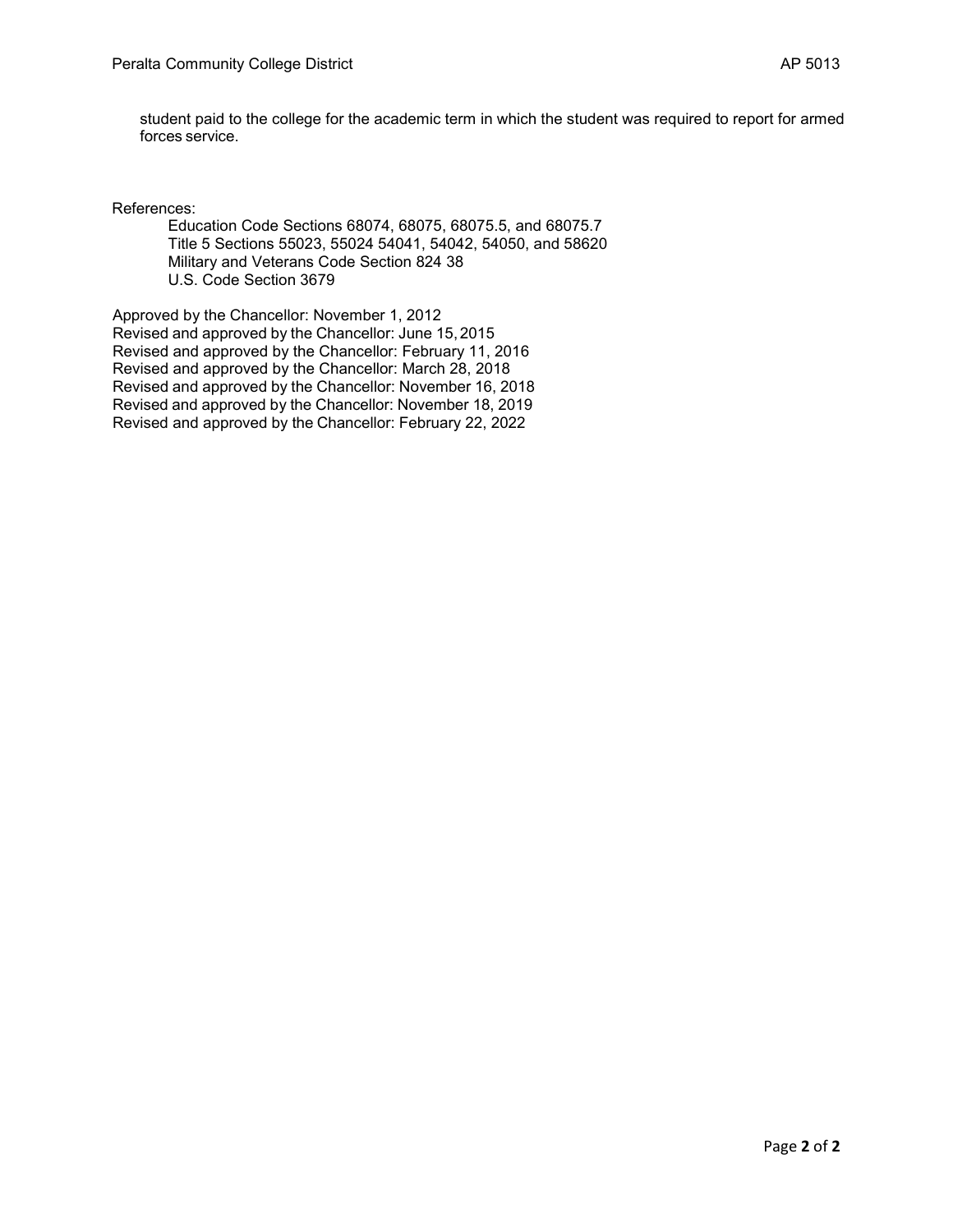student paid to the college for the academic term in which the student was required to report for armed forces service.

References:

Education Code Sections 68074, 68075, 68075.5, and 68075.7
Title 5 Sections 55023, 55024 54041, 54042, 54050, and 58620
Military and Veterans Code Section 824 38
U.S. Code Section 3679

Approved by the Chancellor: November 1, 2012
Revised and approved by the Chancellor: June 15, 2015
Revised and approved by the Chancellor: February 11, 2016
Revised and approved by the Chancellor: March 28, 2018
Revised and approved by the Chancellor: November 16, 2018
Revised and approved by the Chancellor: November 18, 2019
Revised and approved by the Chancellor: February 22, 2022